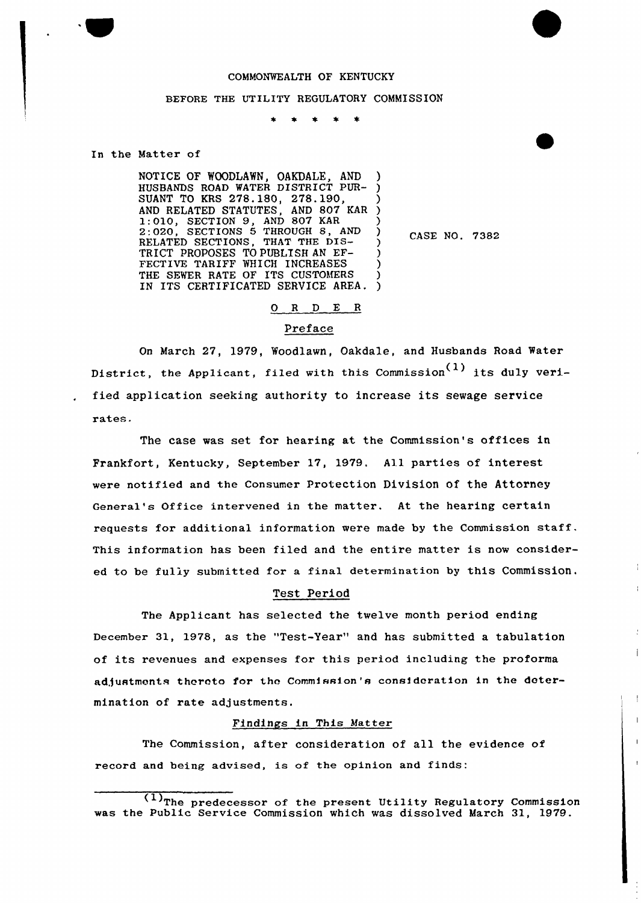COMMONWEALTH OF KENTUCKY

BEFORE THE UTILITY REGULATORY COMMISSION

\* \* \* \* \*

In the Matter of

| | |
|---|---|
| NOTICE OF WOODLAWN, OAKDALE, AND HUSBANDS ROAD WATER DISTRICT PURSUANT TO KRS 278.180, 278.190, AND RELATED STATUTES, AND 807 KAR 1:010, SECTION 9, AND 807 KAR 2:020, SECTIONS 5 THROUGH 8, AND RELATED SECTIONS, THAT THE DISTRICT PROPOSES TO PUBLISH AN EFFECTIVE TARIFF WHICH INCREASES THE SEWER RATE OF ITS CUSTOMERS IN ITS CERTIFICATED SERVICE AREA. | CASE NO. 7382 |

## O R D E R

### Preface

On March 27, 1979, Woodlawn, Oakdale, and Husbands Road Water District, the Applicant, filed with this Commission[1] its duly verified application seeking authority to increase its sewage service rates.

The case was set for hearing at the Commission's offices in Frankfort, Kentucky, September 17, 1979. All parties of interest were notified and the Consumer Protection Division of the Attorney General's Office intervened in the matter. At the hearing certain requests for additional information were made by the Commission staff. This information has been filed and the entire matter is now considered to be fully submitted for a final determination by this Commission.

### Test Period

The Applicant has selected the twelve month period ending December 31, 1978, as the "Test-Year" and has submitted a tabulation of its revenues and expenses for this period including the proforma adjustments thereto for the Commission's consideration in the determination of rate adjustments.

### Findings in This Matter

The Commission, after consideration of all the evidence of record and being advised, is of the opinion and finds:

---

[1] The predecessor of the present Utility Regulatory Commission was the Public Service Commission which was dissolved March 31, 1979.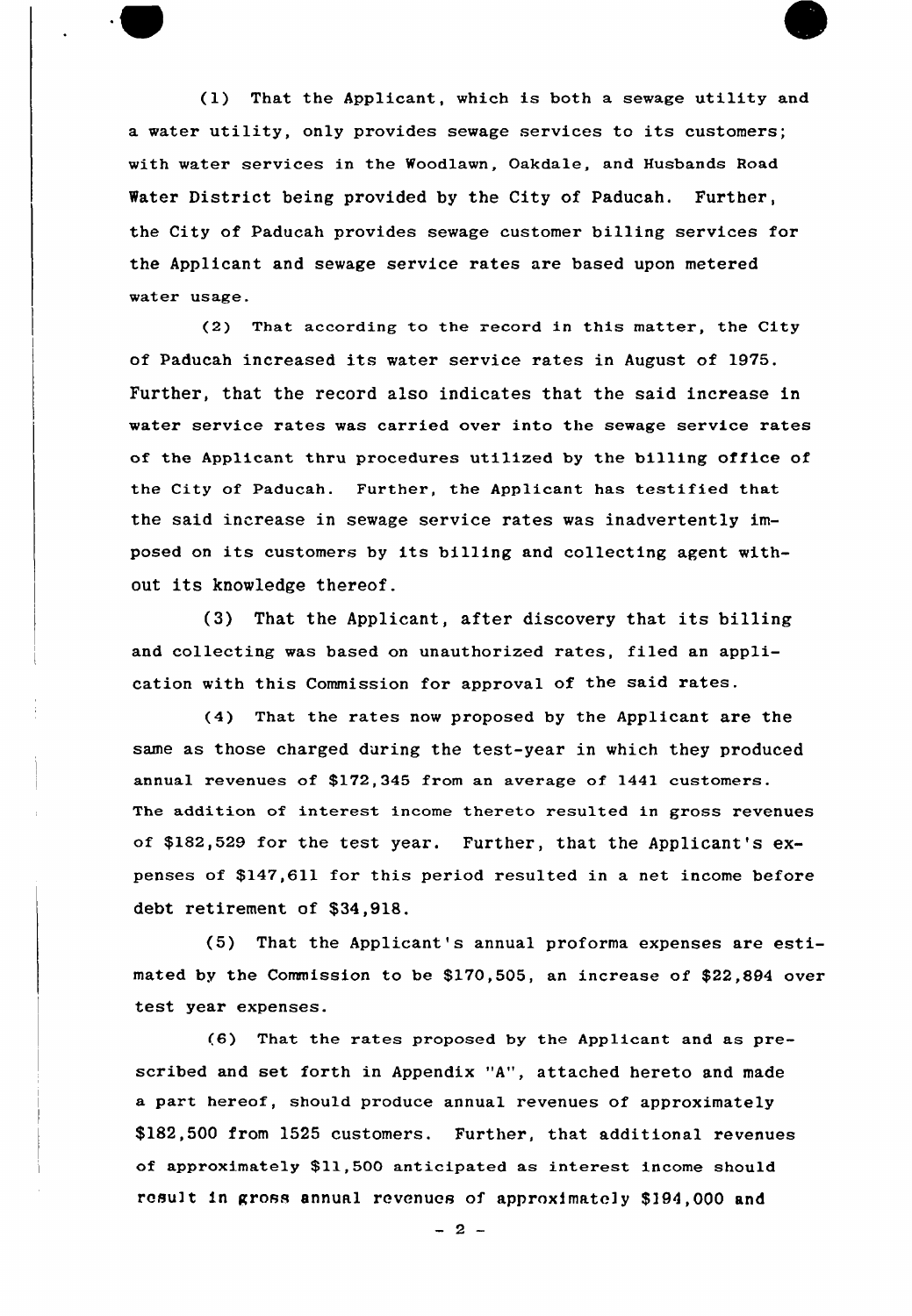(1) That the Applicant, which is both a sewage utility and a water utility, only provides sewage services to its customers; with water services in the Woodlawn, Oakdale, and Husbands Road Water District being provided by the City of Paducah. Further, the City of Paducah provides sewage customer billing services for the Applicant and sewage service rates are based upon metered water usage.

(2) That according to the record in this matter, the City of Paducah increased its water service rates in August of 1975. Further, that the record also indicates that the said increase in water service rates was carried over into the sewage service rates of the Applicant thru procedures utilized by the billing office of the City of Paducah. Further, the Applicant has testified that the said increase in sewage service rates was inadvertently imposed on its customers by its billing and collecting agent without its knowledge thereof.

(3) That the Applicant, after discovery that its billing and collecting was based on unauthorized rates, filed an application with this Commission for approval of the said rates.

(4) That the rates now proposed by the Applicant are the same as those charged during the test-year in which they produced annual revenues of $172,345 from an average of 1441 customers. The addition of interest income thereto resulted in gross revenues of $182,529 for the test year. Further, that the Applicant's expenses of $147,611 for this period resulted in a net income before debt retirement of $34,918.

(5) That the Applicant's annual proforma expenses are estimated by the Commission to be $170,505, an increase of $22,894 over test year expenses.

(6) That the rates proposed by the Applicant and as prescribed and set forth in Appendix "A", attached hereto and made a part hereof, should produce annual revenues of approximately $182,500 from 1525 customers. Further, that additional revenues of approximately $11,500 anticipated as interest income should result in gross annual revenues of approximately $194,000 and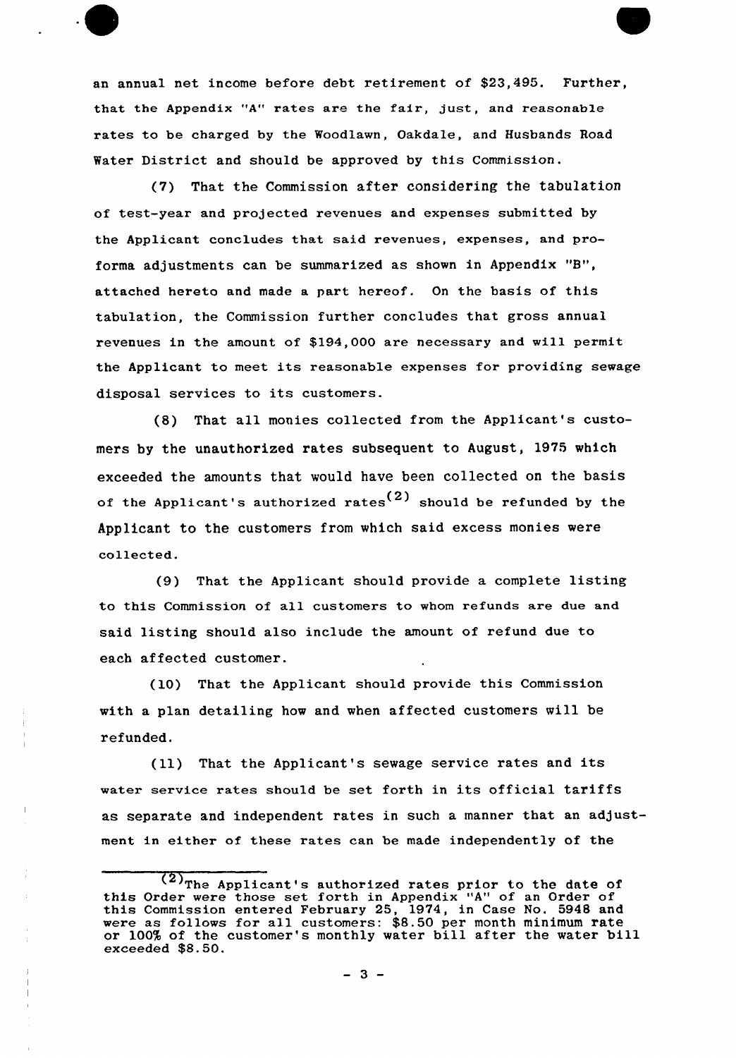an annual net income before debt retirement of $23,495. Further, that the Appendix "A" rates are the fair, just, and reasonable rates to be charged by the Woodlawn, Oakdale, and Husbands Road Water District and should be approved by this Commission.

(7) That the Commission after considering the tabulation of test-year and projected revenues and expenses submitted by the Applicant concludes that said revenues, expenses, and pro-forma adjustments can be summarized as shown in Appendix "B", attached hereto and made a part hereof. On the basis of this tabulation, the Commission further concludes that gross annual revenues in the amount of $194,000 are necessary and will permit the Applicant to meet its reasonable expenses for providing sewage disposal services to its customers.

(8) That all monies collected from the Applicant's customers by the unauthorized rates subsequent to August, 1975 which exceeded the amounts that would have been collected on the basis of the Applicant's authorized rates[2] should be refunded by the Applicant to the customers from which said excess monies were collected.

(9) That the Applicant should provide a complete listing to this Commission of all customers to whom refunds are due and said listing should also include the amount of refund due to each affected customer.

(10) That the Applicant should provide this Commission with a plan detailing how and when affected customers will be refunded.

(11) That the Applicant's sewage service rates and its water service rates should be set forth in its official tariffs as separate and independent rates in such a manner that an adjustment in either of these rates can be made independently of the

---

[2] The Applicant's authorized rates prior to the date of this Order were those set forth in Appendix "A" of an Order of this Commission entered February 25, 1974, in Case No. 5948 and were as follows for all customers: $8.50 per month minimum rate or 100% of the customer's monthly water bill after the water bill exceeded $8.50.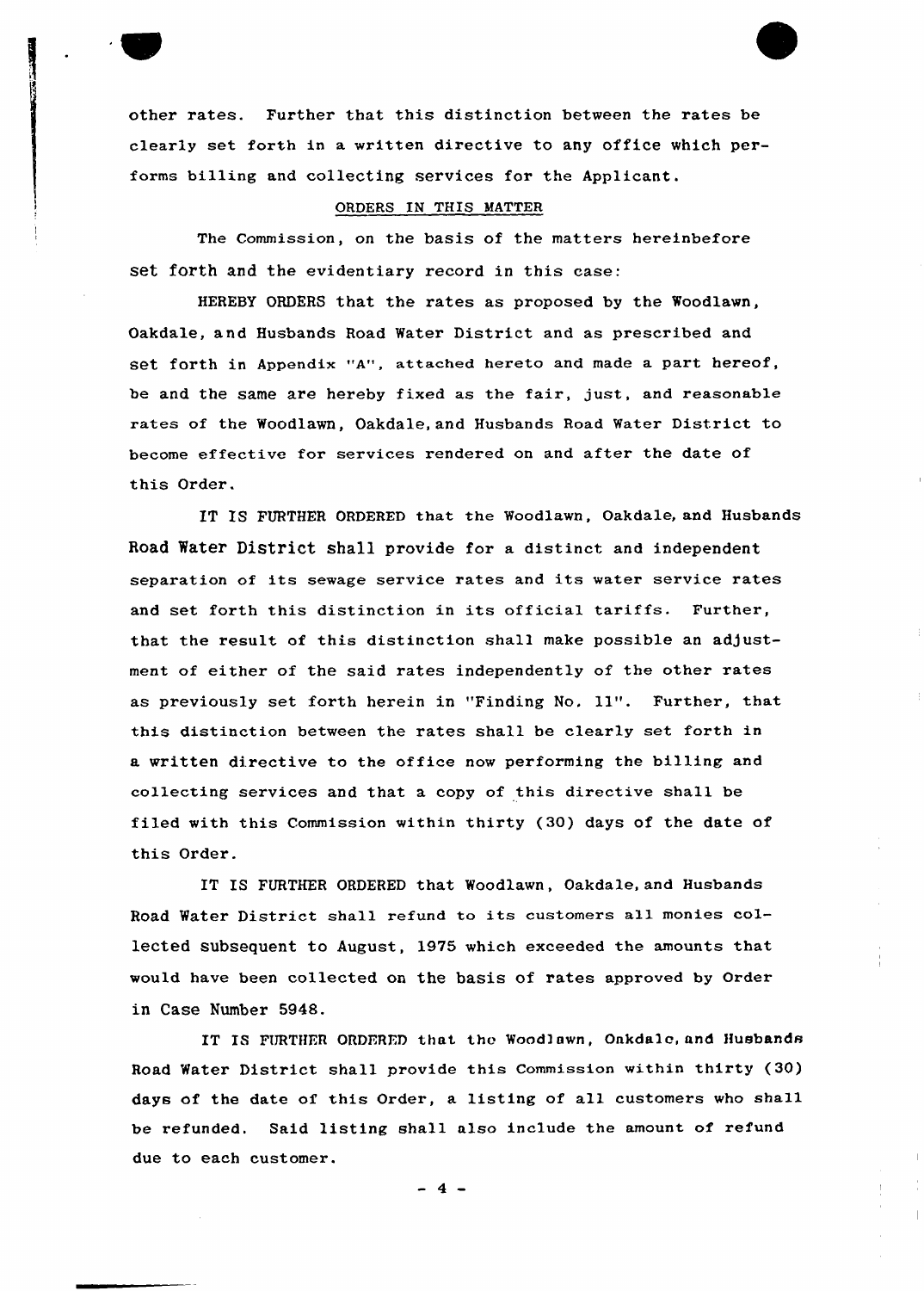other rates. Further that this distinction between the rates be clearly set forth in a written directive to any office which performs billing and collecting services for the Applicant.

ORDERS IN THIS MATTER

The Commission, on the basis of the matters hereinbefore set forth and the evidentiary record in this case:

HEREBY ORDERS that the rates as proposed by the Woodlawn, Oakdale, and Husbands Road Water District and as prescribed and set forth in Appendix "A", attached hereto and made a part hereof, be and the same are hereby fixed as the fair, just, and reasonable rates of the Woodlawn, Oakdale, and Husbands Road Water District to become effective for services rendered on and after the date of this Order.

IT IS FURTHER ORDERED that the Woodlawn, Oakdale, and Husbands Road Water District shall provide for a distinct and independent separation of its sewage service rates and its water service rates and set forth this distinction in its official tariffs. Further, that the result of this distinction shall make possible an adjustment of either of the said rates independently of the other rates as previously set forth herein in "Finding No. 11". Further, that this distinction between the rates shall be clearly set forth in a written directive to the office now performing the billing and collecting services and that a copy of this directive shall be filed with this Commission within thirty (30) days of the date of this Order.

IT IS FURTHER ORDERED that Woodlawn, Oakdale, and Husbands Road Water District shall refund to its customers all monies collected subsequent to August, 1975 which exceeded the amounts that would have been collected on the basis of rates approved by Order in Case Number 5948.

IT IS FURTHER ORDERED that the Woodlawn, Oakdale, and Husbands Road Water District shall provide this Commission within thirty (30) days of the date of this Order, a listing of all customers who shall be refunded. Said listing shall also include the amount of refund due to each customer.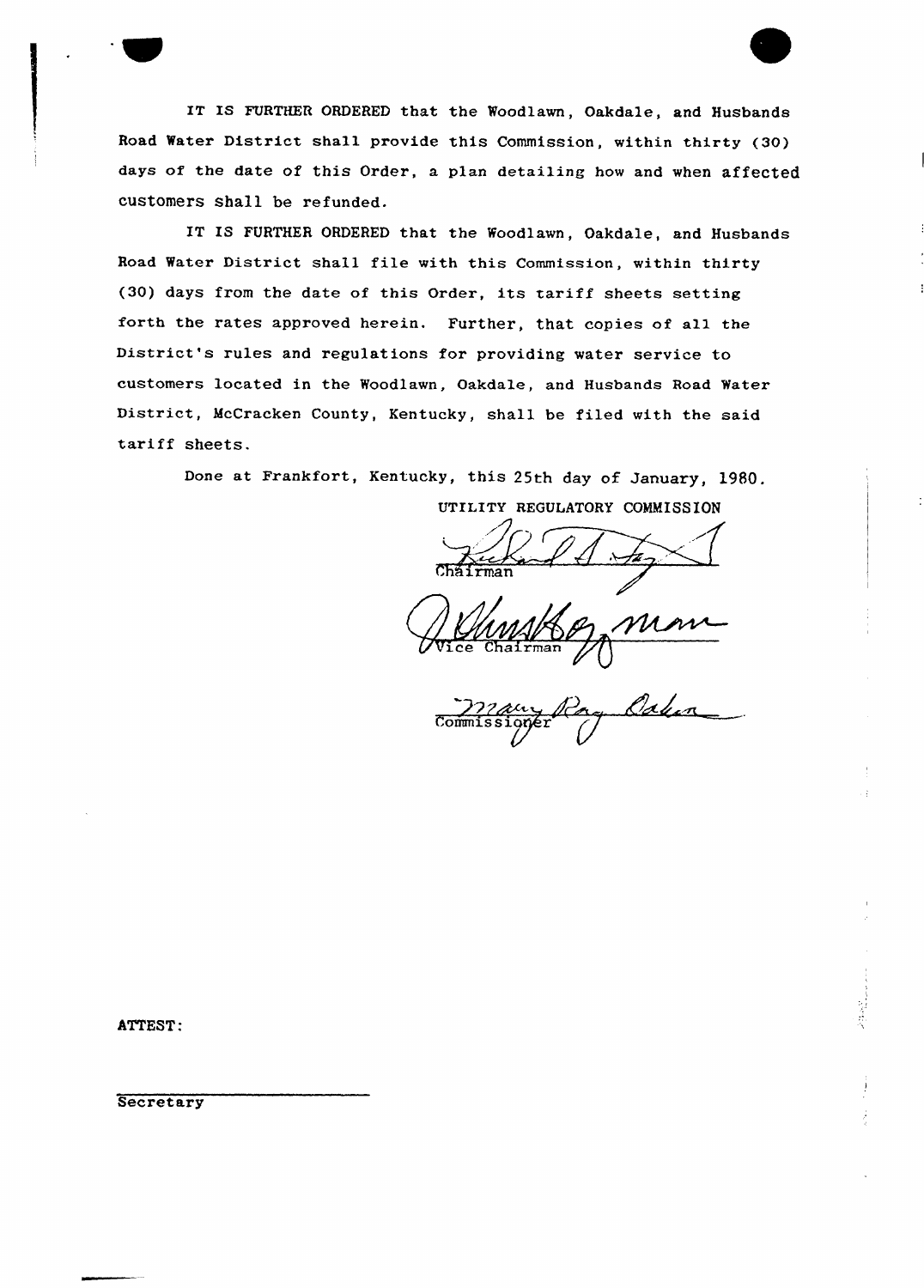IT IS FURTHER ORDERED that the Woodlawn, Oakdale, and Husbands Road Water District shall provide this Commission, within thirty (30) days of the date of this Order, a plan detailing how and when affected customers shall be refunded.

IT IS FURTHER ORDERED that the Woodlawn, Oakdale, and Husbands Road Water District shall file with this Commission, within thirty (30) days from the date of this Order, its tariff sheets setting forth the rates approved herein. Further, that copies of all the District's rules and regulations for providing water service to customers located in the Woodlawn, Oakdale, and Husbands Road Water District, McCracken County, Kentucky, shall be filed with the said tariff sheets.

Done at Frankfort, Kentucky, this 25th day of January, 1980.

UTILITY REGULATORY COMMISSION

Chairman

Vice Chairman

Commissioner

ATTEST:

Secretary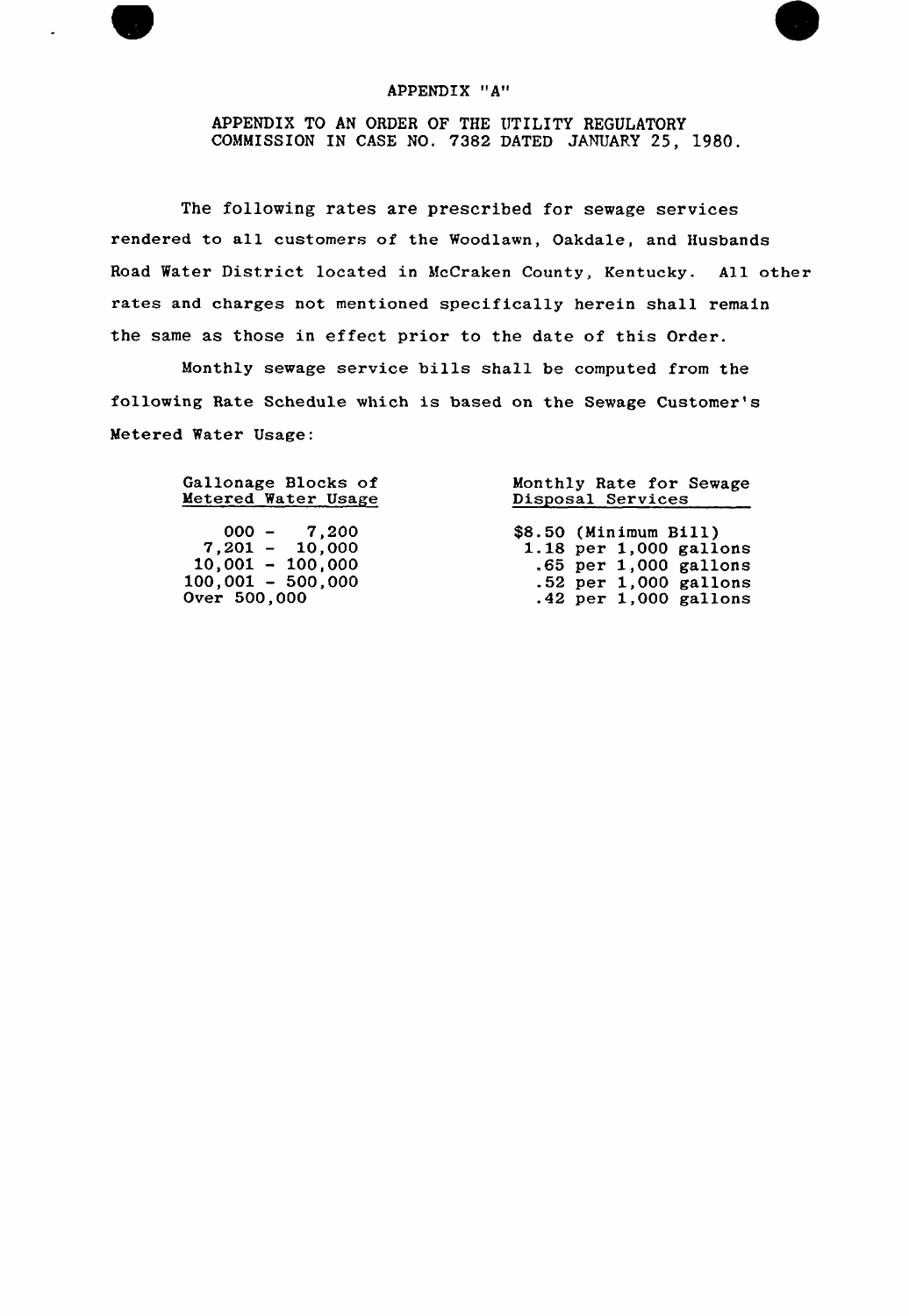# APPENDIX "A"

APPENDIX TO AN ORDER OF THE UTILITY REGULATORY COMMISSION IN CASE NO. 7382 DATED JANUARY 25, 1980.

The following rates are prescribed for sewage services rendered to all customers of the Woodlawn, Oakdale, and Husbands Road Water District located in McCraken County, Kentucky. All other rates and charges not mentioned specifically herein shall remain the same as those in effect prior to the date of this Order.

Monthly sewage service bills shall be computed from the following Rate Schedule which is based on the Sewage Customer's Metered Water Usage:

| Gallonage Blocks of Metered Water Usage | Monthly Rate for Sewage Disposal Services |
|---|---|
| 000 - 7,200 | $8.50 (Minimum Bill) |
| 7,201 - 10,000 | 1.18 per 1,000 gallons |
| 10,001 - 100,000 | .65 per 1,000 gallons |
| 100,001 - 500,000 | .52 per 1,000 gallons |
| Over 500,000 | .42 per 1,000 gallons |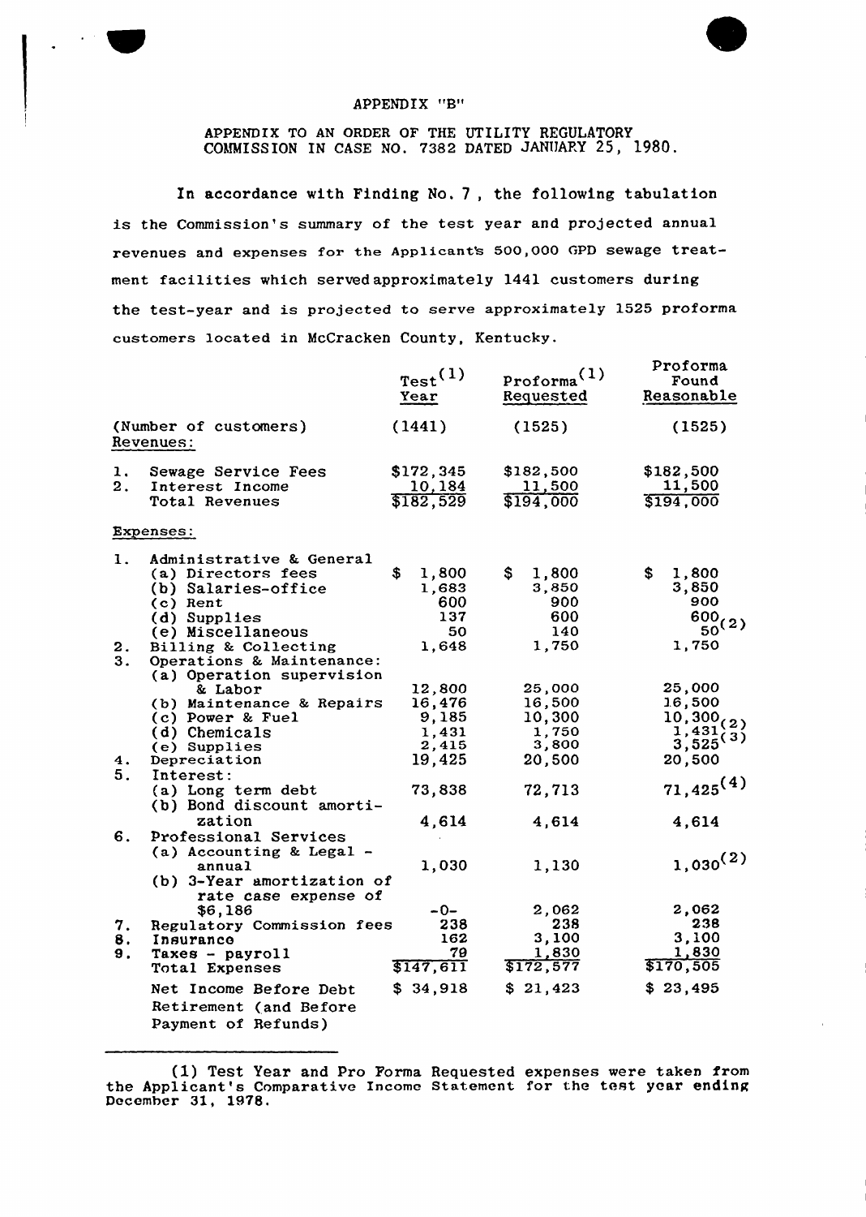APPENDIX "B"

APPENDIX TO AN ORDER OF THE UTILITY REGULATORY COMMISSION IN CASE NO. 7382 DATED JANUARY 25, 1980.

In accordance with Finding No. 7, the following tabulation is the Commission's summary of the test year and projected annual revenues and expenses for the Applicant's 500,000 GPD sewage treatment facilities which served approximately 1441 customers during the test-year and is projected to serve approximately 1525 proforma customers located in McCracken County, Kentucky.

| | Test Year[1] | Proforma Requested[1] | Proforma Found Reasonable |
|---|---|---|---|
| (Number of customers) | (1441) | (1525) | (1525) |
| **Revenues:** | | | |
| 1. Sewage Service Fees | $172,345 | $182,500 | $182,500 |
| 2. Interest Income | 10,184 | 11,500 | 11,500 |
| Total Revenues | $182,529 | $194,000 | $194,000 |
| **Expenses:** | | | |
| 1. Administrative & General | | | |
| (a) Directors fees | $ 1,800 | $ 1,800 | $ 1,800 |
| (b) Salaries-office | 1,683 | 3,850 | 3,850 |
| (c) Rent | 600 | 900 | 900 |
| (d) Supplies | 137 | 600 | 600 |
| (e) Miscellaneous | 50 | 140 | 50[2] |
| 2. Billing & Collecting | 1,648 | 1,750 | 1,750 |
| 3. Operations & Maintenance: | | | |
| (a) Operation supervision & Labor | 12,800 | 25,000 | 25,000 |
| (b) Maintenance & Repairs | 16,476 | 16,500 | 16,500 |
| (c) Power & Fuel | 9,185 | 10,300 | 10,300 |
| (d) Chemicals | 1,431 | 1,750 | 1,431[2] |
| (e) Supplies | 2,415 | 3,800 | 3,525[3] |
| 4. Depreciation | 19,425 | 20,500 | 20,500 |
| 5. Interest: | | | |
| (a) Long term debt | 73,838 | 72,713 | 71,425[4] |
| (b) Bond discount amortization | 4,614 | 4,614 | 4,614 |
| 6. Professional Services | | | |
| (a) Accounting & Legal - annual | 1,030 | 1,130 | 1,030[2] |
| (b) 3-Year amortization of rate case expense of $6,186 | -0- | 2,062 | 2,062 |
| 7. Regulatory Commission fees | 238 | 238 | 238 |
| 8. Insurance | 162 | 3,100 | 3,100 |
| 9. Taxes - payroll | 79 | 1,830 | 1,830 |
| Total Expenses | $147,611 | $172,577 | $170,505 |
| Net Income Before Debt Retirement (and Before Payment of Refunds) | $ 34,918 | $ 21,423 | $ 23,495 |

---

(1) Test Year and Pro Forma Requested expenses were taken from the Applicant's Comparative Income Statement for the test year ending December 31, 1978.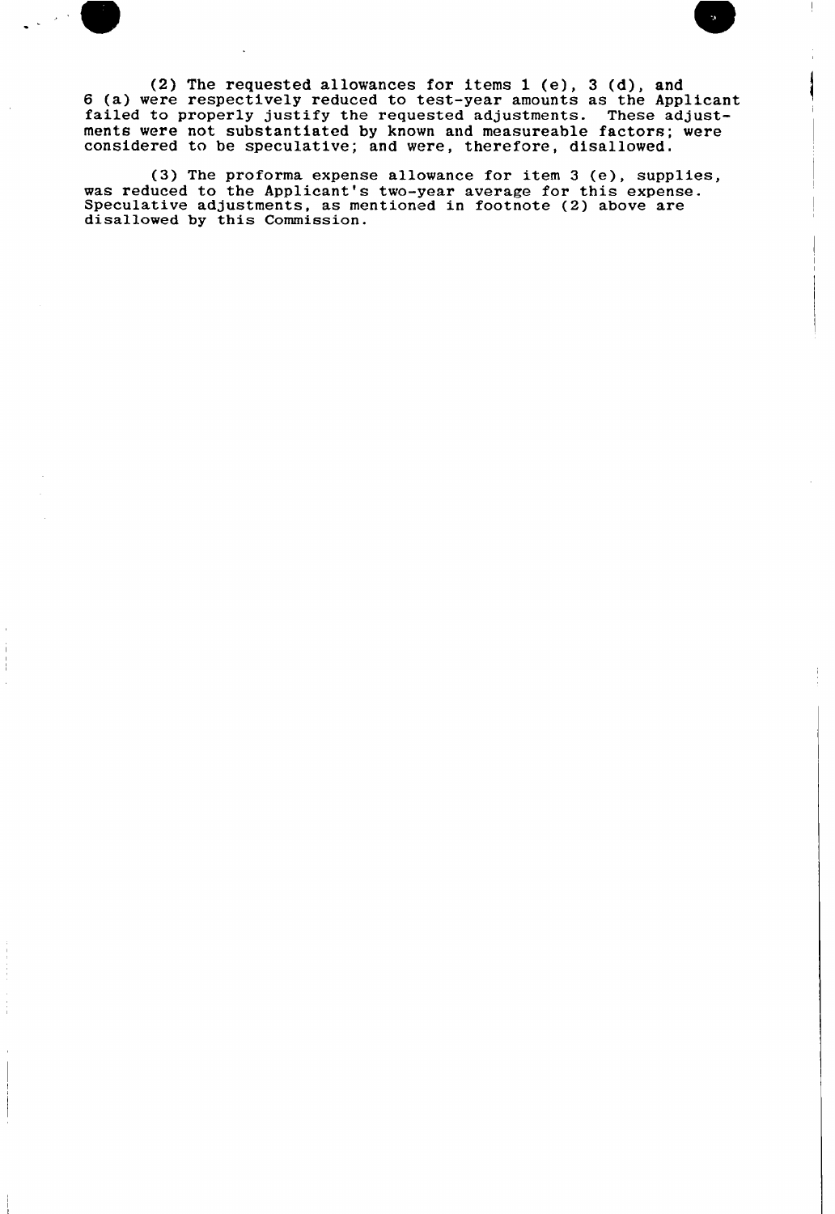(2) The requested allowances for items 1 (e), 3 (d), and 6 (a) were respectively reduced to test-year amounts as the Applicant failed to properly justify the requested adjustments. These adjustments were not substantiated by known and measureable factors; were considered to be speculative; and were, therefore, disallowed.

(3) The proforma expense allowance for item 3 (e), supplies, was reduced to the Applicant's two-year average for this expense. Speculative adjustments, as mentioned in footnote (2) above are disallowed by this Commission.